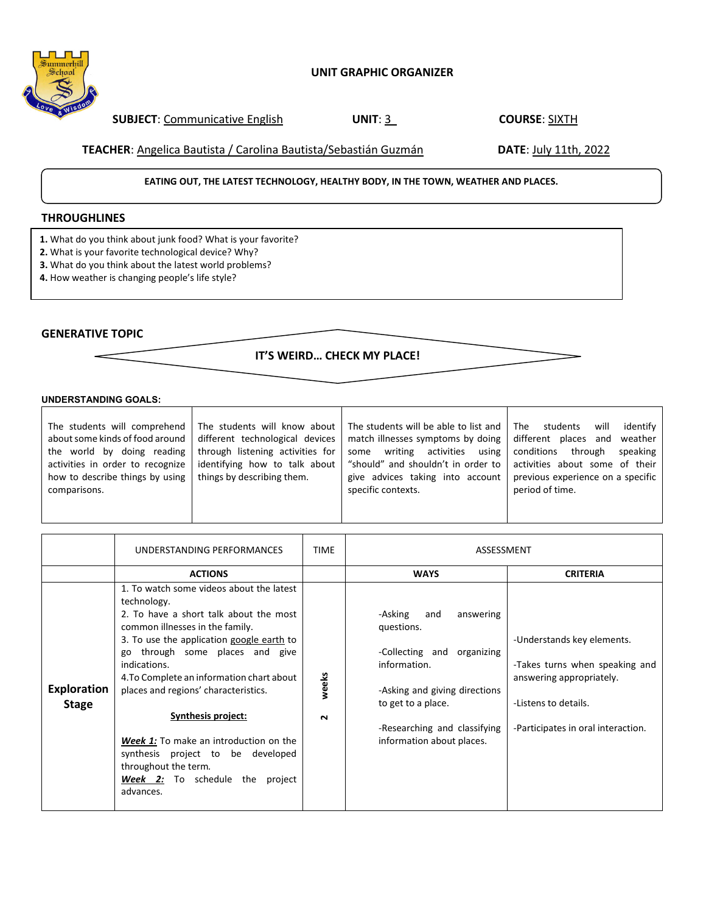# UNIT GRAPHIC ORGANIZER

**SUBJECT**: Communicative English **UNIT**: 3 **COURSE**: SIXTH

**TEACHER**: Angelica Bautista / Carolina Bautista/Sebastián Guzmán **DATE**: July 11th, 2022

**EATING OUT, THE LATEST TECHNOLOGY, HEALTHY BODY, IN THE TOWN, WEATHER AND PLACES.**

## THROUGHLINES

**1.** What do you think about junk food? What is your favorite?
**2.** What is your favorite technological device? Why?
**3.** What do you think about the latest world problems?
**4.** How weather is changing people's life style?

## GENERATIVE TOPIC

**IT'S WEIRD… CHECK MY PLACE!**

### UNDERSTANDING GOALS:

| | | | |
|---|---|---|---|
| The students will comprehend about some kinds of food around the world by doing reading activities in order to recognize how to describe things by using comparisons. | The students will know about different technological devices through listening activities for identifying how to talk about things by describing them. | The students will be able to list and match illnesses symptoms by doing some writing activities using "should" and shouldn't in order to give advices taking into account specific contexts. | The students will identify different places and weather conditions through speaking activities about some of their previous experience on a specific period of time. |

| | UNDERSTANDING PERFORMANCES | TIME | ASSESSMENT | |
|---|---|---|---|---|
| | **ACTIONS** | | **WAYS** | **CRITERIA** |
| **Exploration Stage** | 1. To watch some videos about the latest technology.<br>2. To have a short talk about the most common illnesses in the family.<br>3. To use the application google earth to go through some places and give indications.<br>4.To Complete an information chart about places and regions' characteristics.<br><br>**Synthesis project:**<br><br>***Week 1:*** To make an introduction on the synthesis project to be developed throughout the term.<br>***Week 2:*** To schedule the project advances. | 2 weeks | -Asking and answering questions.<br><br>-Collecting and organizing information.<br><br>-Asking and giving directions to get to a place.<br><br>-Researching and classifying information about places. | -Understands key elements.<br><br>-Takes turns when speaking and answering appropriately.<br><br>-Listens to details.<br><br>-Participates in oral interaction. |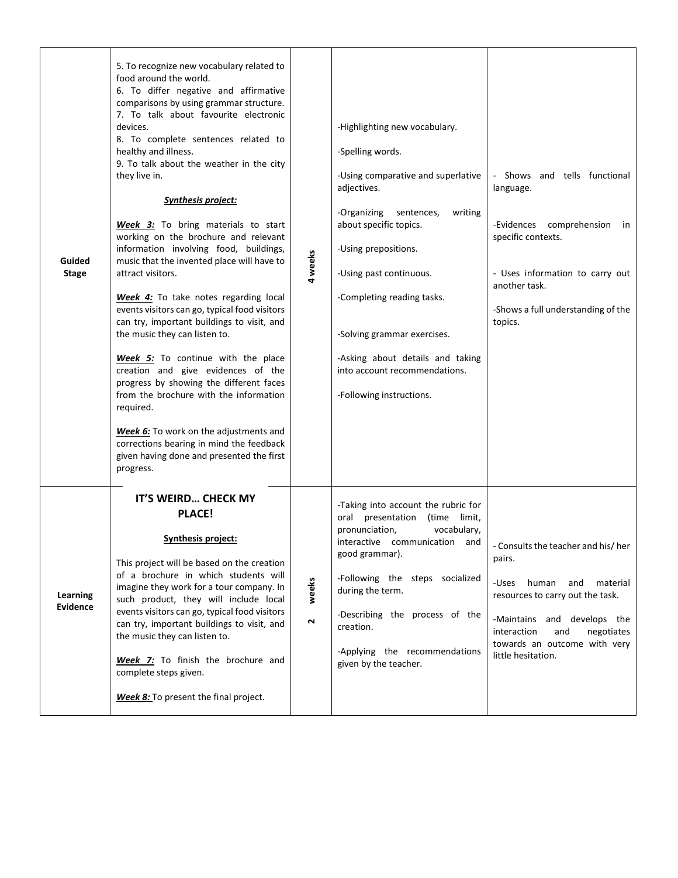| | | | | |
|---|---|---|---|---|
| **Guided Stage** | 5. To recognize new vocabulary related to food around the world.<br>6. To differ negative and affirmative comparisons by using grammar structure.<br>7. To talk about favourite electronic devices.<br>8. To complete sentences related to healthy and illness.<br>9. To talk about the weather in the city they live in.<br><br>***Synthesis project:***<br><br>***Week 3:*** To bring materials to start working on the brochure and relevant information involving food, buildings, music that the invented place will have to attract visitors.<br><br>***Week 4:*** To take notes regarding local events visitors can go, typical food visitors can try, important buildings to visit, and the music they can listen to.<br><br>***Week 5:*** To continue with the place creation and give evidences of the progress by showing the different faces from the brochure with the information required.<br><br>***Week 6:*** To work on the adjustments and corrections bearing in mind the feedback given having done and presented the first progress. | **4 weeks** | -Highlighting new vocabulary.<br><br>-Spelling words.<br><br>-Using comparative and superlative adjectives.<br><br>-Organizing sentences, writing about specific topics.<br><br>-Using prepositions.<br><br>-Using past continuous.<br><br>-Completing reading tasks.<br><br>-Solving grammar exercises.<br><br>-Asking about details and taking into account recommendations.<br><br>-Following instructions. | - Shows and tells functional language.<br><br>-Evidences comprehension in specific contexts.<br><br>- Uses information to carry out another task.<br><br>-Shows a full understanding of the topics. |
| **Learning Evidence** | **IT'S WEIRD… CHECK MY PLACE!**<br><br>**Synthesis project:**<br><br>This project will be based on the creation of a brochure in which students will imagine they work for a tour company. In such product, they will include local events visitors can go, typical food visitors can try, important buildings to visit, and the music they can listen to.<br><br>***Week 7:*** To finish the brochure and complete steps given.<br><br>***Week 8:*** To present the final project. | **2 weeks** | -Taking into account the rubric for oral presentation (time limit, pronunciation, vocabulary, interactive communication and good grammar).<br><br>-Following the steps socialized during the term.<br><br>-Describing the process of the creation.<br><br>-Applying the recommendations given by the teacher. | - Consults the teacher and his/ her pairs.<br><br>-Uses human and material resources to carry out the task.<br><br>-Maintains and develops the interaction and negotiates towards an outcome with very little hesitation. |